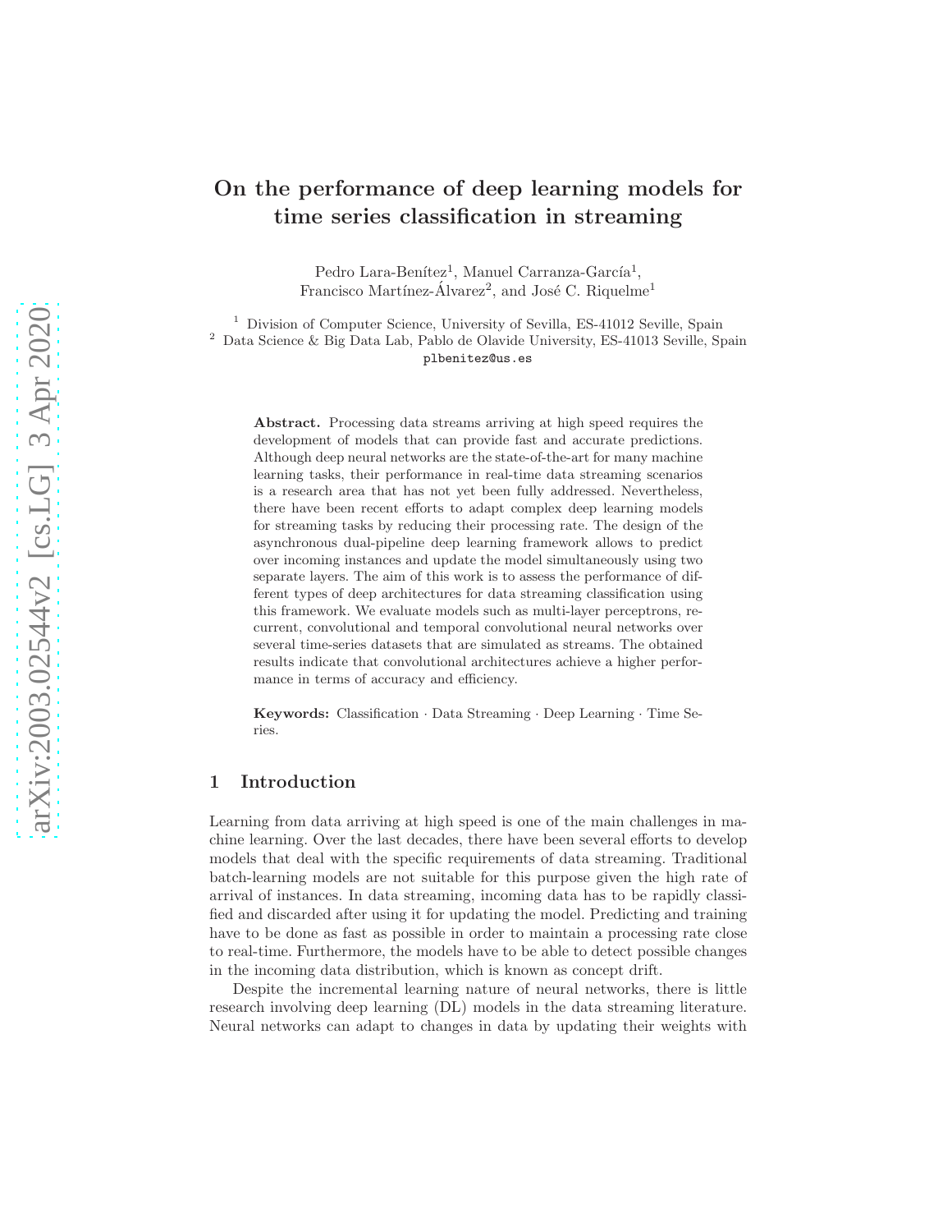# On the performance of deep learning models for time series classification in streaming

Pedro Lara-Benítez[1], Manuel Carranza-García[1], Francisco Martínez-Álvarez[2], and José C. Riquelme[1]

[1] Division of Computer Science, University of Sevilla, ES-41012 Seville, Spain
[2] Data Science & Big Data Lab, Pablo de Olavide University, ES-41013 Seville, Spain
plbenitez@us.es

**Abstract.** Processing data streams arriving at high speed requires the development of models that can provide fast and accurate predictions. Although deep neural networks are the state-of-the-art for many machine learning tasks, their performance in real-time data streaming scenarios is a research area that has not yet been fully addressed. Nevertheless, there have been recent efforts to adapt complex deep learning models for streaming tasks by reducing their processing rate. The design of the asynchronous dual-pipeline deep learning framework allows to predict over incoming instances and update the model simultaneously using two separate layers. The aim of this work is to assess the performance of different types of deep architectures for data streaming classification using this framework. We evaluate models such as multi-layer perceptrons, recurrent, convolutional and temporal convolutional neural networks over several time-series datasets that are simulated as streams. The obtained results indicate that convolutional architectures achieve a higher performance in terms of accuracy and efficiency.

**Keywords:** Classification · Data Streaming · Deep Learning · Time Series.

## 1 Introduction

Learning from data arriving at high speed is one of the main challenges in machine learning. Over the last decades, there have been several efforts to develop models that deal with the specific requirements of data streaming. Traditional batch-learning models are not suitable for this purpose given the high rate of arrival of instances. In data streaming, incoming data has to be rapidly classified and discarded after using it for updating the model. Predicting and training have to be done as fast as possible in order to maintain a processing rate close to real-time. Furthermore, the models have to be able to detect possible changes in the incoming data distribution, which is known as concept drift.

Despite the incremental learning nature of neural networks, there is little research involving deep learning (DL) models in the data streaming literature. Neural networks can adapt to changes in data by updating their weights with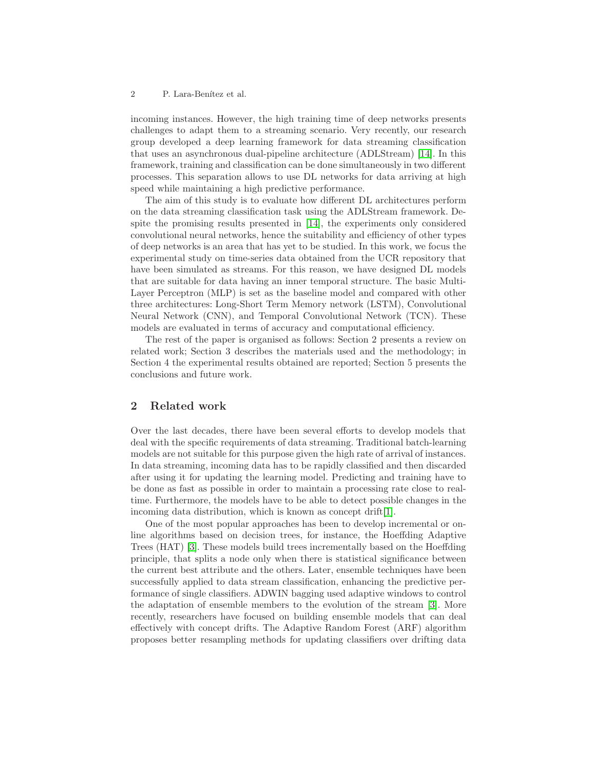incoming instances. However, the high training time of deep networks presents challenges to adapt them to a streaming scenario. Very recently, our research group developed a deep learning framework for data streaming classification that uses an asynchronous dual-pipeline architecture (ADLStream) [14]. In this framework, training and classification can be done simultaneously in two different processes. This separation allows to use DL networks for data arriving at high speed while maintaining a high predictive performance.

The aim of this study is to evaluate how different DL architectures perform on the data streaming classification task using the ADLStream framework. Despite the promising results presented in [14], the experiments only considered convolutional neural networks, hence the suitability and efficiency of other types of deep networks is an area that has yet to be studied. In this work, we focus the experimental study on time-series data obtained from the UCR repository that have been simulated as streams. For this reason, we have designed DL models that are suitable for data having an inner temporal structure. The basic Multi-Layer Perceptron (MLP) is set as the baseline model and compared with other three architectures: Long-Short Term Memory network (LSTM), Convolutional Neural Network (CNN), and Temporal Convolutional Network (TCN). These models are evaluated in terms of accuracy and computational efficiency.

The rest of the paper is organised as follows: Section 2 presents a review on related work; Section 3 describes the materials used and the methodology; in Section 4 the experimental results obtained are reported; Section 5 presents the conclusions and future work.

## 2 Related work

Over the last decades, there have been several efforts to develop models that deal with the specific requirements of data streaming. Traditional batch-learning models are not suitable for this purpose given the high rate of arrival of instances. In data streaming, incoming data has to be rapidly classified and then discarded after using it for updating the learning model. Predicting and training have to be done as fast as possible in order to maintain a processing rate close to real-time. Furthermore, the models have to be able to detect possible changes in the incoming data distribution, which is known as concept drift[1].

One of the most popular approaches has been to develop incremental or online algorithms based on decision trees, for instance, the Hoeffding Adaptive Trees (HAT) [3]. These models build trees incrementally based on the Hoeffding principle, that splits a node only when there is statistical significance between the current best attribute and the others. Later, ensemble techniques have been successfully applied to data stream classification, enhancing the predictive performance of single classifiers. ADWIN bagging used adaptive windows to control the adaptation of ensemble members to the evolution of the stream [3]. More recently, researchers have focused on building ensemble models that can deal effectively with concept drifts. The Adaptive Random Forest (ARF) algorithm proposes better resampling methods for updating classifiers over drifting data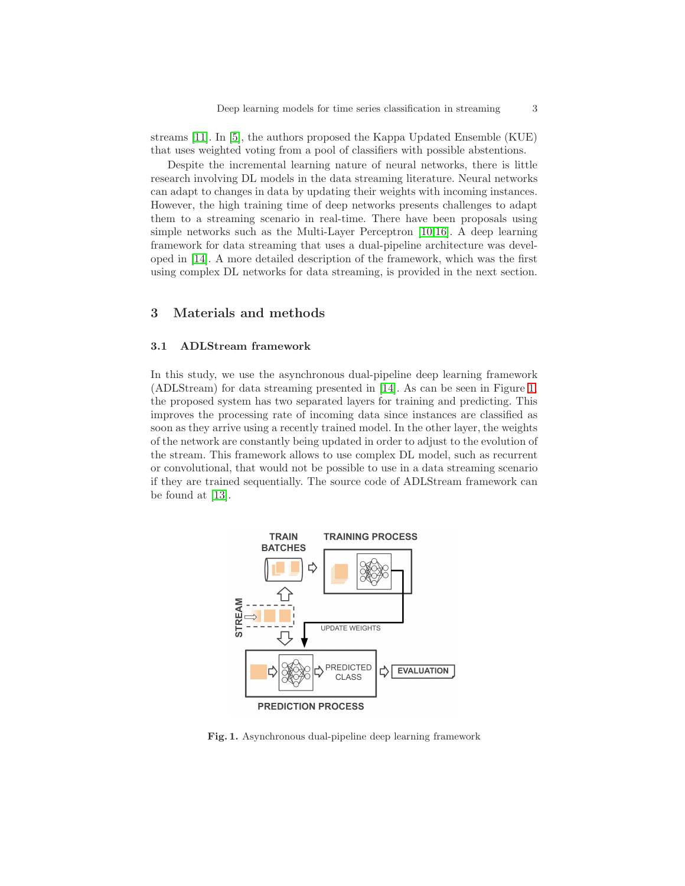streams [11]. In [5], the authors proposed the Kappa Updated Ensemble (KUE) that uses weighted voting from a pool of classifiers with possible abstentions.

Despite the incremental learning nature of neural networks, there is little research involving DL models in the data streaming literature. Neural networks can adapt to changes in data by updating their weights with incoming instances. However, the high training time of deep networks presents challenges to adapt them to a streaming scenario in real-time. There have been proposals using simple networks such as the Multi-Layer Perceptron [10,16]. A deep learning framework for data streaming that uses a dual-pipeline architecture was developed in [14]. A more detailed description of the framework, which was the first using complex DL networks for data streaming, is provided in the next section.

## 3 Materials and methods

### 3.1 ADLStream framework

In this study, we use the asynchronous dual-pipeline deep learning framework (ADLStream) for data streaming presented in [14]. As can be seen in Figure 1, the proposed system has two separated layers for training and predicting. This improves the processing rate of incoming data since instances are classified as soon as they arrive using a recently trained model. In the other layer, the weights of the network are constantly being updated in order to adjust to the evolution of the stream. This framework allows to use complex DL model, such as recurrent or convolutional, that would not be possible to use in a data streaming scenario if they are trained sequentially. The source code of ADLStream framework can be found at [13].

**Fig. 1.** Asynchronous dual-pipeline deep learning framework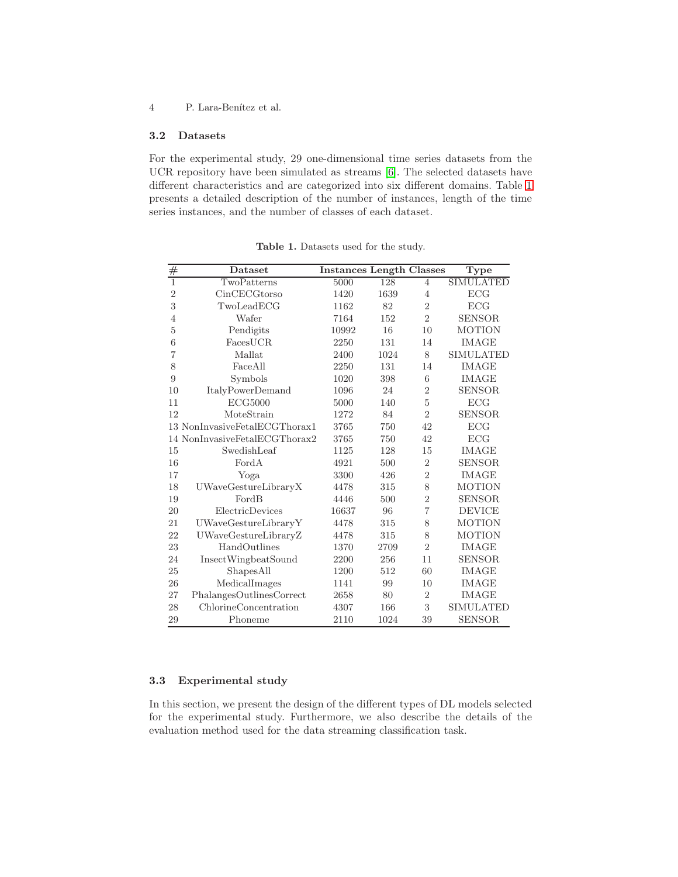### 3.2 Datasets

For the experimental study, 29 one-dimensional time series datasets from the UCR repository have been simulated as streams [6]. The selected datasets have different characteristics and are categorized into six different domains. Table 1 presents a detailed description of the number of instances, length of the time series instances, and the number of classes of each dataset.

**Table 1.** Datasets used for the study.

| # | Dataset | Instances | Length | Classes | Type |
|---|---|---|---|---|---|
| 1 | TwoPatterns | 5000 | 128 | 4 | SIMULATED |
| 2 | CinCECGtorso | 1420 | 1639 | 4 | ECG |
| 3 | TwoLeadECG | 1162 | 82 | 2 | ECG |
| 4 | Wafer | 7164 | 152 | 2 | SENSOR |
| 5 | Pendigits | 10992 | 16 | 10 | MOTION |
| 6 | FacesUCR | 2250 | 131 | 14 | IMAGE |
| 7 | Mallat | 2400 | 1024 | 8 | SIMULATED |
| 8 | FaceAll | 2250 | 131 | 14 | IMAGE |
| 9 | Symbols | 1020 | 398 | 6 | IMAGE |
| 10 | ItalyPowerDemand | 1096 | 24 | 2 | SENSOR |
| 11 | ECG5000 | 5000 | 140 | 5 | ECG |
| 12 | MoteStrain | 1272 | 84 | 2 | SENSOR |
| 13 | NonInvasiveFetalECGThorax1 | 3765 | 750 | 42 | ECG |
| 14 | NonInvasiveFetalECGThorax2 | 3765 | 750 | 42 | ECG |
| 15 | SwedishLeaf | 1125 | 128 | 15 | IMAGE |
| 16 | FordA | 4921 | 500 | 2 | SENSOR |
| 17 | Yoga | 3300 | 426 | 2 | IMAGE |
| 18 | UWaveGestureLibraryX | 4478 | 315 | 8 | MOTION |
| 19 | FordB | 4446 | 500 | 2 | SENSOR |
| 20 | ElectricDevices | 16637 | 96 | 7 | DEVICE |
| 21 | UWaveGestureLibraryY | 4478 | 315 | 8 | MOTION |
| 22 | UWaveGestureLibraryZ | 4478 | 315 | 8 | MOTION |
| 23 | HandOutlines | 1370 | 2709 | 2 | IMAGE |
| 24 | InsectWingbeatSound | 2200 | 256 | 11 | SENSOR |
| 25 | ShapesAll | 1200 | 512 | 60 | IMAGE |
| 26 | MedicalImages | 1141 | 99 | 10 | IMAGE |
| 27 | PhalangesOutlinesCorrect | 2658 | 80 | 2 | IMAGE |
| 28 | ChlorineConcentration | 4307 | 166 | 3 | SIMULATED |
| 29 | Phoneme | 2110 | 1024 | 39 | SENSOR |

### 3.3 Experimental study

In this section, we present the design of the different types of DL models selected for the experimental study. Furthermore, we also describe the details of the evaluation method used for the data streaming classification task.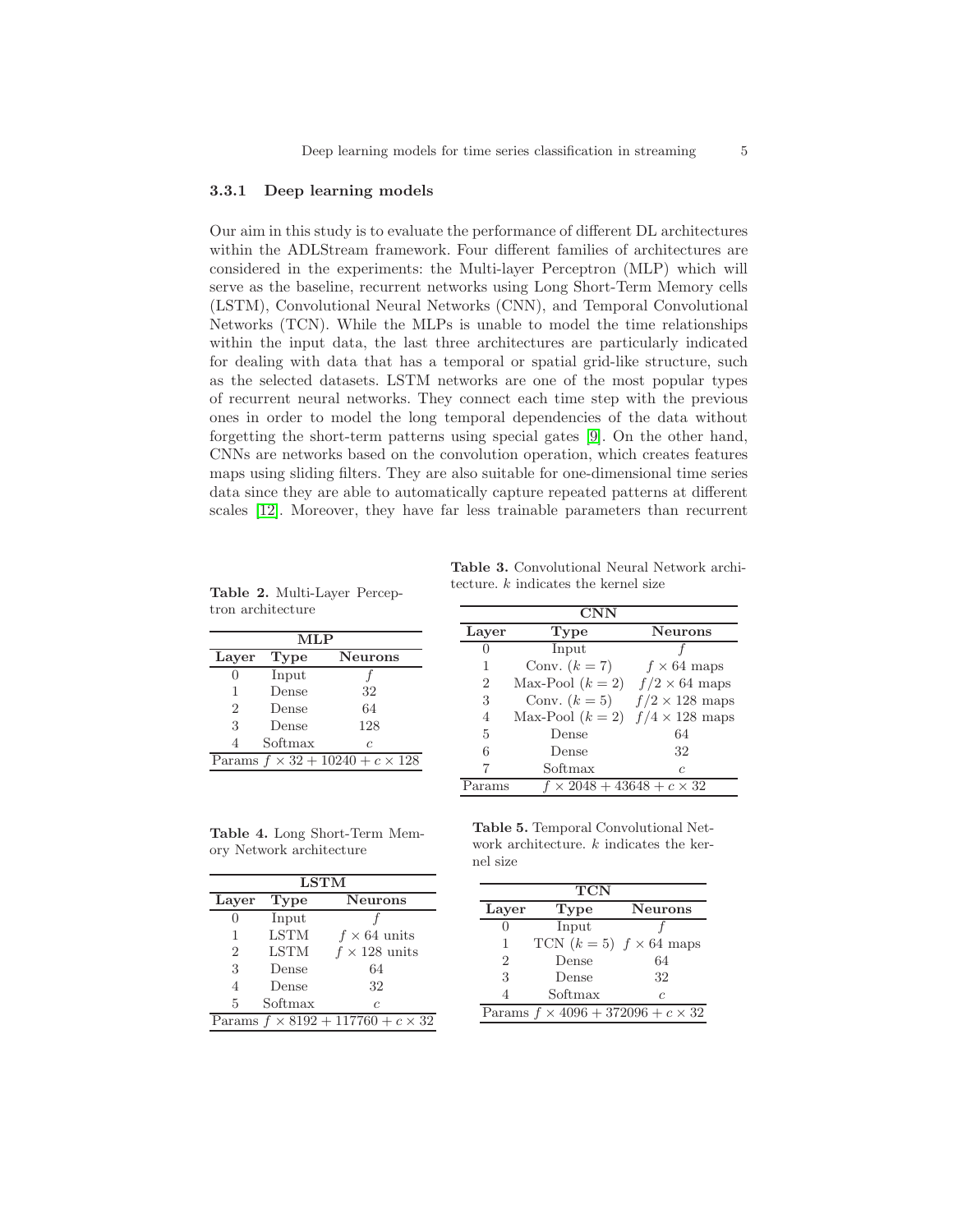### 3.3.1 Deep learning models

Our aim in this study is to evaluate the performance of different DL architectures within the ADLStream framework. Four different families of architectures are considered in the experiments: the Multi-layer Perceptron (MLP) which will serve as the baseline, recurrent networks using Long Short-Term Memory cells (LSTM), Convolutional Neural Networks (CNN), and Temporal Convolutional Networks (TCN). While the MLPs is unable to model the time relationships within the input data, the last three architectures are particularly indicated for dealing with data that has a temporal or spatial grid-like structure, such as the selected datasets. LSTM networks are one of the most popular types of recurrent neural networks. They connect each time step with the previous ones in order to model the long temporal dependencies of the data without forgetting the short-term patterns using special gates [9]. On the other hand, CNNs are networks based on the convolution operation, which creates features maps using sliding filters. They are also suitable for one-dimensional time series data since they are able to automatically capture repeated patterns at different scales [12]. Moreover, they have far less trainable parameters than recurrent

**Table 2.** Multi-Layer Perceptron architecture

| MLP | | |
|---|---|---|
| **Layer** | **Type** | **Neurons** |
| 0 | Input | $f$ |
| 1 | Dense | 32 |
| 2 | Dense | 64 |
| 3 | Dense | 128 |
| 4 | Softmax | $c$ |
| Params | $f \times 32 + 10240 + c \times 128$ | |

**Table 3.** Convolutional Neural Network architecture. $k$ indicates the kernel size

| CNN | | |
|---|---|---|
| **Layer** | **Type** | **Neurons** |
| 0 | Input | $f$ |
| 1 | Conv. ($k = 7$) | $f \times 64$ maps |
| 2 | Max-Pool ($k = 2$) | $f/2 \times 64$ maps |
| 3 | Conv. ($k = 5$) | $f/2 \times 128$ maps |
| 4 | Max-Pool ($k = 2$) | $f/4 \times 128$ maps |
| 5 | Dense | 64 |
| 6 | Dense | 32 |
| 7 | Softmax | $c$ |
| Params | $f \times 2048 + 43648 + c \times 32$ | |

**Table 4.** Long Short-Term Memory Network architecture

| LSTM | | |
|---|---|---|
| **Layer** | **Type** | **Neurons** |
| 0 | Input | $f$ |
| 1 | LSTM | $f \times 64$ units |
| 2 | LSTM | $f \times 128$ units |
| 3 | Dense | 64 |
| 4 | Dense | 32 |
| 5 | Softmax | $c$ |
| Params | $f \times 8192 + 117760 + c \times 32$ | |

**Table 5.** Temporal Convolutional Network architecture. $k$ indicates the kernel size

| TCN | | |
|---|---|---|
| **Layer** | **Type** | **Neurons** |
| 0 | Input | $f$ |
| 1 | TCN ($k = 5$) | $f \times 64$ maps |
| 2 | Dense | 64 |
| 3 | Dense | 32 |
| 4 | Softmax | $c$ |
| Params | $f \times 4096 + 372096 + c \times 32$ | |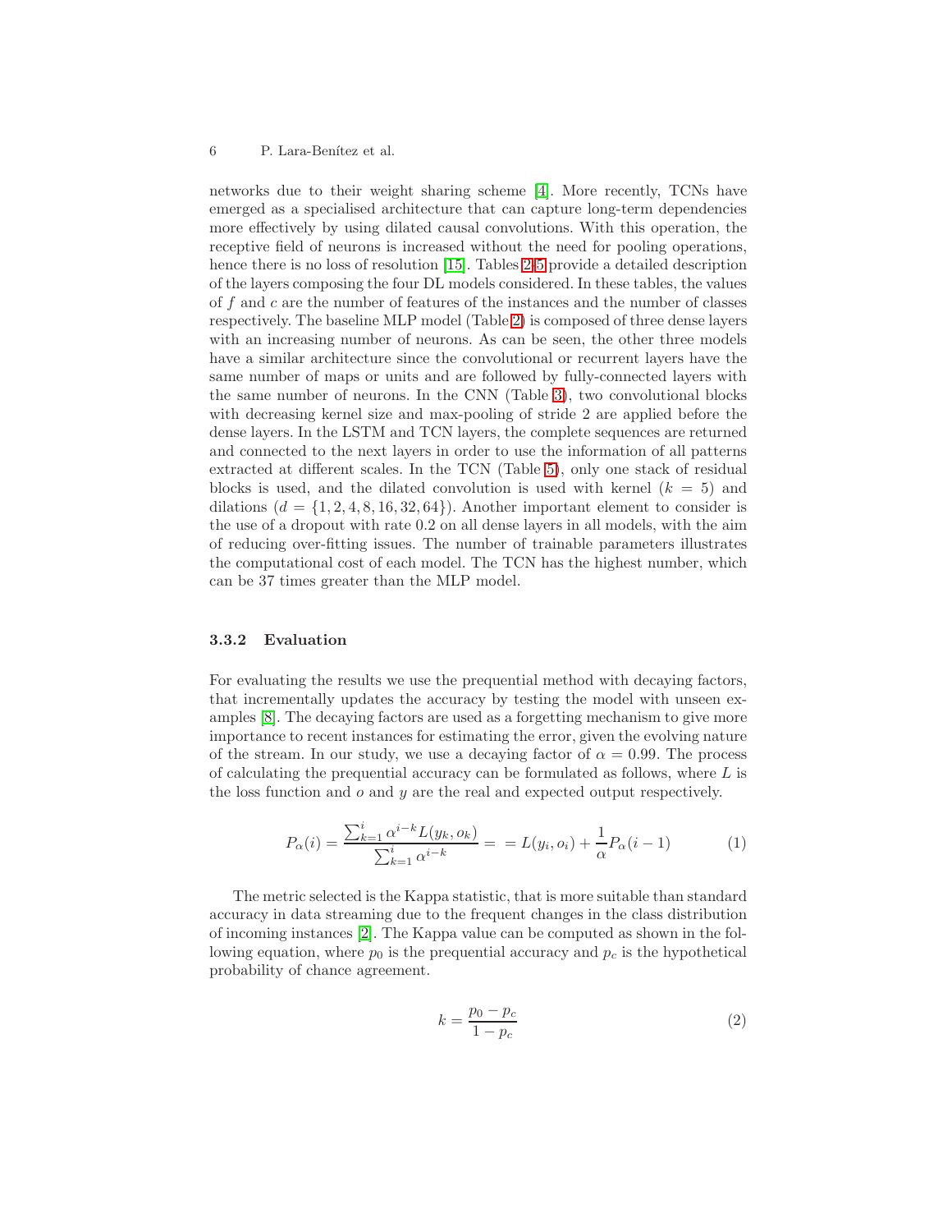networks due to their weight sharing scheme [4]. More recently, TCNs have emerged as a specialised architecture that can capture long-term dependencies more effectively by using dilated causal convolutions. With this operation, the receptive field of neurons is increased without the need for pooling operations, hence there is no loss of resolution [15]. Tables 2-5 provide a detailed description of the layers composing the four DL models considered. In these tables, the values of $f$ and $c$ are the number of features of the instances and the number of classes respectively. The baseline MLP model (Table 2) is composed of three dense layers with an increasing number of neurons. As can be seen, the other three models have a similar architecture since the convolutional or recurrent layers have the same number of maps or units and are followed by fully-connected layers with the same number of neurons. In the CNN (Table 3), two convolutional blocks with decreasing kernel size and max-pooling of stride 2 are applied before the dense layers. In the LSTM and TCN layers, the complete sequences are returned and connected to the next layers in order to use the information of all patterns extracted at different scales. In the TCN (Table 5), only one stack of residual blocks is used, and the dilated convolution is used with kernel ($k = 5$) and dilations ($d = \{1, 2, 4, 8, 16, 32, 64\}$). Another important element to consider is the use of a dropout with rate 0.2 on all dense layers in all models, with the aim of reducing over-fitting issues. The number of trainable parameters illustrates the computational cost of each model. The TCN has the highest number, which can be 37 times greater than the MLP model.

### 3.3.2 Evaluation

For evaluating the results we use the prequential method with decaying factors, that incrementally updates the accuracy by testing the model with unseen examples [8]. The decaying factors are used as a forgetting mechanism to give more importance to recent instances for estimating the error, given the evolving nature of the stream. In our study, we use a decaying factor of $\alpha = 0.99$. The process of calculating the prequential accuracy can be formulated as follows, where $L$ is the loss function and $o$ and $y$ are the real and expected output respectively.

$$P_\alpha(i) = \frac{\sum_{k=1}^{i} \alpha^{i-k} L(y_k, o_k)}{\sum_{k=1}^{i} \alpha^{i-k}} = = L(y_i, o_i) + \frac{1}{\alpha} P_\alpha(i-1) \tag{1}$$

The metric selected is the Kappa statistic, that is more suitable than standard accuracy in data streaming due to the frequent changes in the class distribution of incoming instances [2]. The Kappa value can be computed as shown in the following equation, where $p_0$ is the prequential accuracy and $p_c$ is the hypothetical probability of chance agreement.

$$k = \frac{p_0 - p_c}{1 - p_c} \tag{2}$$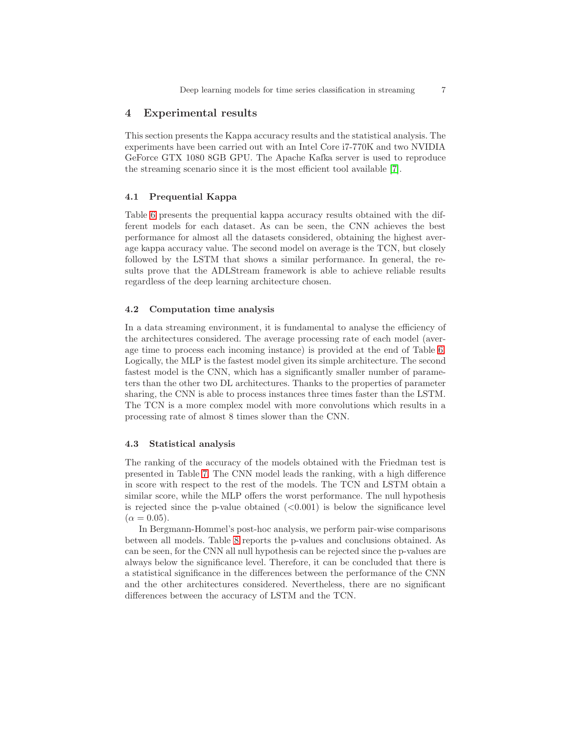## 4 Experimental results

This section presents the Kappa accuracy results and the statistical analysis. The experiments have been carried out with an Intel Core i7-770K and two NVIDIA GeForce GTX 1080 8GB GPU. The Apache Kafka server is used to reproduce the streaming scenario since it is the most efficient tool available [7].

### 4.1 Prequential Kappa

Table 6 presents the prequential kappa accuracy results obtained with the different models for each dataset. As can be seen, the CNN achieves the best performance for almost all the datasets considered, obtaining the highest average kappa accuracy value. The second model on average is the TCN, but closely followed by the LSTM that shows a similar performance. In general, the results prove that the ADLStream framework is able to achieve reliable results regardless of the deep learning architecture chosen.

### 4.2 Computation time analysis

In a data streaming environment, it is fundamental to analyse the efficiency of the architectures considered. The average processing rate of each model (average time to process each incoming instance) is provided at the end of Table 6. Logically, the MLP is the fastest model given its simple architecture. The second fastest model is the CNN, which has a significantly smaller number of parameters than the other two DL architectures. Thanks to the properties of parameter sharing, the CNN is able to process instances three times faster than the LSTM. The TCN is a more complex model with more convolutions which results in a processing rate of almost 8 times slower than the CNN.

### 4.3 Statistical analysis

The ranking of the accuracy of the models obtained with the Friedman test is presented in Table 7. The CNN model leads the ranking, with a high difference in score with respect to the rest of the models. The TCN and LSTM obtain a similar score, while the MLP offers the worst performance. The null hypothesis is rejected since the p-value obtained (<0.001) is below the significance level ($\alpha = 0.05$).

In Bergmann-Hommel's post-hoc analysis, we perform pair-wise comparisons between all models. Table 8 reports the p-values and conclusions obtained. As can be seen, for the CNN all null hypothesis can be rejected since the p-values are always below the significance level. Therefore, it can be concluded that there is a statistical significance in the differences between the performance of the CNN and the other architectures considered. Nevertheless, there are no significant differences between the accuracy of LSTM and the TCN.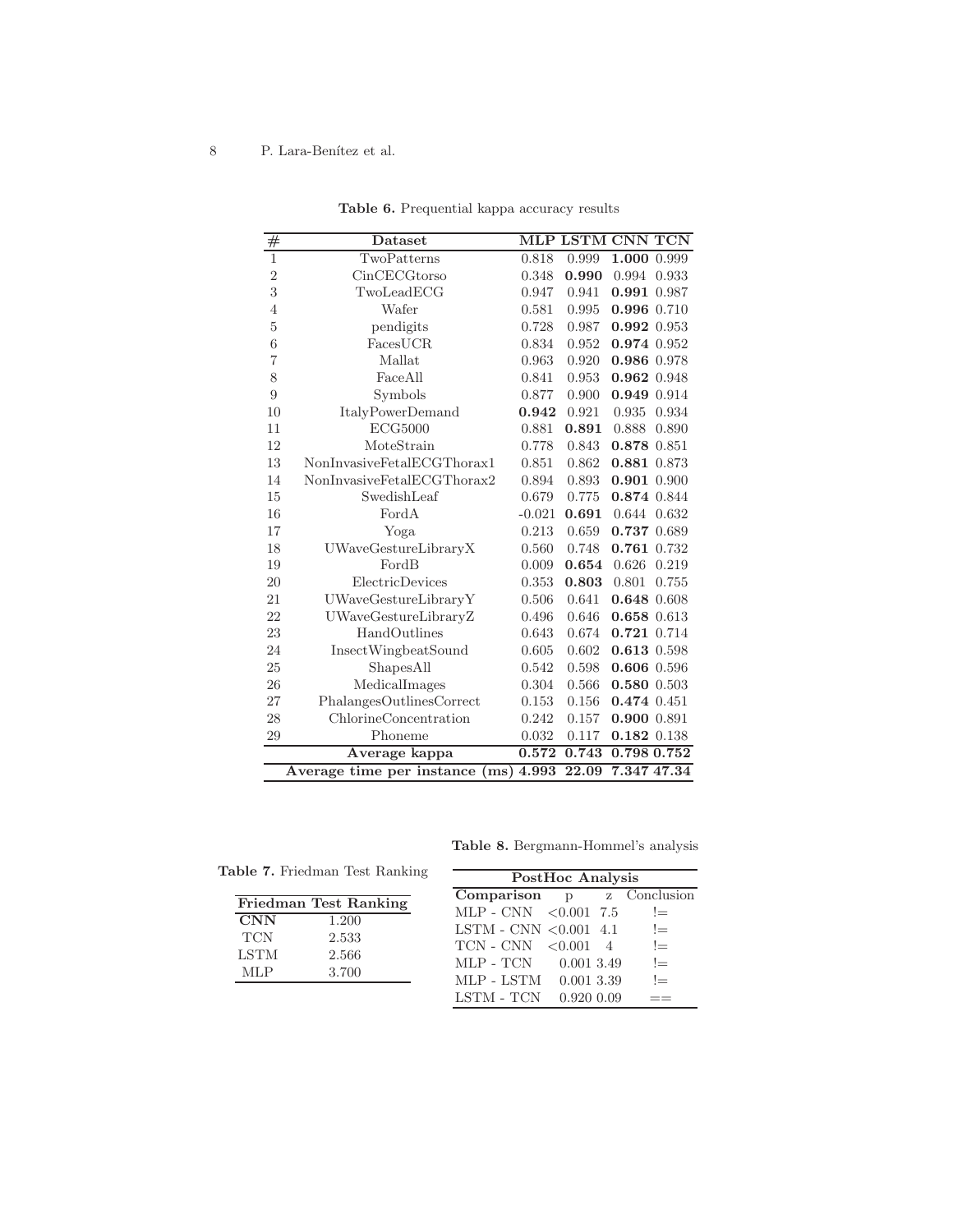**Table 6.** Prequential kappa accuracy results

| # | Dataset | MLP | LSTM | CNN | TCN |
|---|---|---|---|---|---|
| 1 | TwoPatterns | 0.818 | 0.999 | **1.000** | 0.999 |
| 2 | CinCECGtorso | 0.348 | **0.990** | 0.994 | 0.933 |
| 3 | TwoLeadECG | 0.947 | 0.941 | **0.991** | 0.987 |
| 4 | Wafer | 0.581 | 0.995 | **0.996** | 0.710 |
| 5 | pendigits | 0.728 | 0.987 | **0.992** | 0.953 |
| 6 | FacesUCR | 0.834 | 0.952 | **0.974** | 0.952 |
| 7 | Mallat | 0.963 | 0.920 | **0.986** | 0.978 |
| 8 | FaceAll | 0.841 | 0.953 | **0.962** | 0.948 |
| 9 | Symbols | 0.877 | 0.900 | **0.949** | 0.914 |
| 10 | ItalyPowerDemand | **0.942** | 0.921 | 0.935 | 0.934 |
| 11 | ECG5000 | 0.881 | **0.891** | 0.888 | 0.890 |
| 12 | MoteStrain | 0.778 | 0.843 | **0.878** | 0.851 |
| 13 | NonInvasiveFetalECGThorax1 | 0.851 | 0.862 | **0.881** | 0.873 |
| 14 | NonInvasiveFetalECGThorax2 | 0.894 | 0.893 | **0.901** | 0.900 |
| 15 | SwedishLeaf | 0.679 | 0.775 | **0.874** | 0.844 |
| 16 | FordA | -0.021 | **0.691** | 0.644 | 0.632 |
| 17 | Yoga | 0.213 | 0.659 | **0.737** | 0.689 |
| 18 | UWaveGestureLibraryX | 0.560 | 0.748 | **0.761** | 0.732 |
| 19 | FordB | 0.009 | **0.654** | 0.626 | 0.219 |
| 20 | ElectricDevices | 0.353 | **0.803** | 0.801 | 0.755 |
| 21 | UWaveGestureLibraryY | 0.506 | 0.641 | **0.648** | 0.608 |
| 22 | UWaveGestureLibraryZ | 0.496 | 0.646 | **0.658** | 0.613 |
| 23 | HandOutlines | 0.643 | 0.674 | **0.721** | 0.714 |
| 24 | InsectWingbeatSound | 0.605 | 0.602 | **0.613** | 0.598 |
| 25 | ShapesAll | 0.542 | 0.598 | **0.606** | 0.596 |
| 26 | MedicalImages | 0.304 | 0.566 | **0.580** | 0.503 |
| 27 | PhalangesOutlinesCorrect | 0.153 | 0.156 | **0.474** | 0.451 |
| 28 | ChlorineConcentration | 0.242 | 0.157 | **0.900** | 0.891 |
| 29 | Phoneme | 0.032 | 0.117 | **0.182** | 0.138 |
| | **Average kappa** | **0.572** | **0.743** | **0.798** | **0.752** |
| | **Average time per instance (ms)** | **4.993** | **22.09** | **7.347** | **47.34** |

**Table 7.** Friedman Test Ranking

| Friedman Test Ranking | |
|---|---|
| **CNN** | 1.200 |
| TCN | 2.533 |
| LSTM | 2.566 |
| MLP | 3.700 |

**Table 8.** Bergmann-Hommel's analysis

| PostHoc Analysis | | | |
|---|---|---|---|
| **Comparison** | p | z | Conclusion |
| MLP - CNN | <0.001 | 7.5 | != |
| LSTM - CNN | <0.001 | 4.1 | != |
| TCN - CNN | <0.001 | 4 | != |
| MLP - TCN | 0.001 | 3.49 | != |
| MLP - LSTM | 0.001 | 3.39 | != |
| LSTM - TCN | 0.920 | 0.09 | == |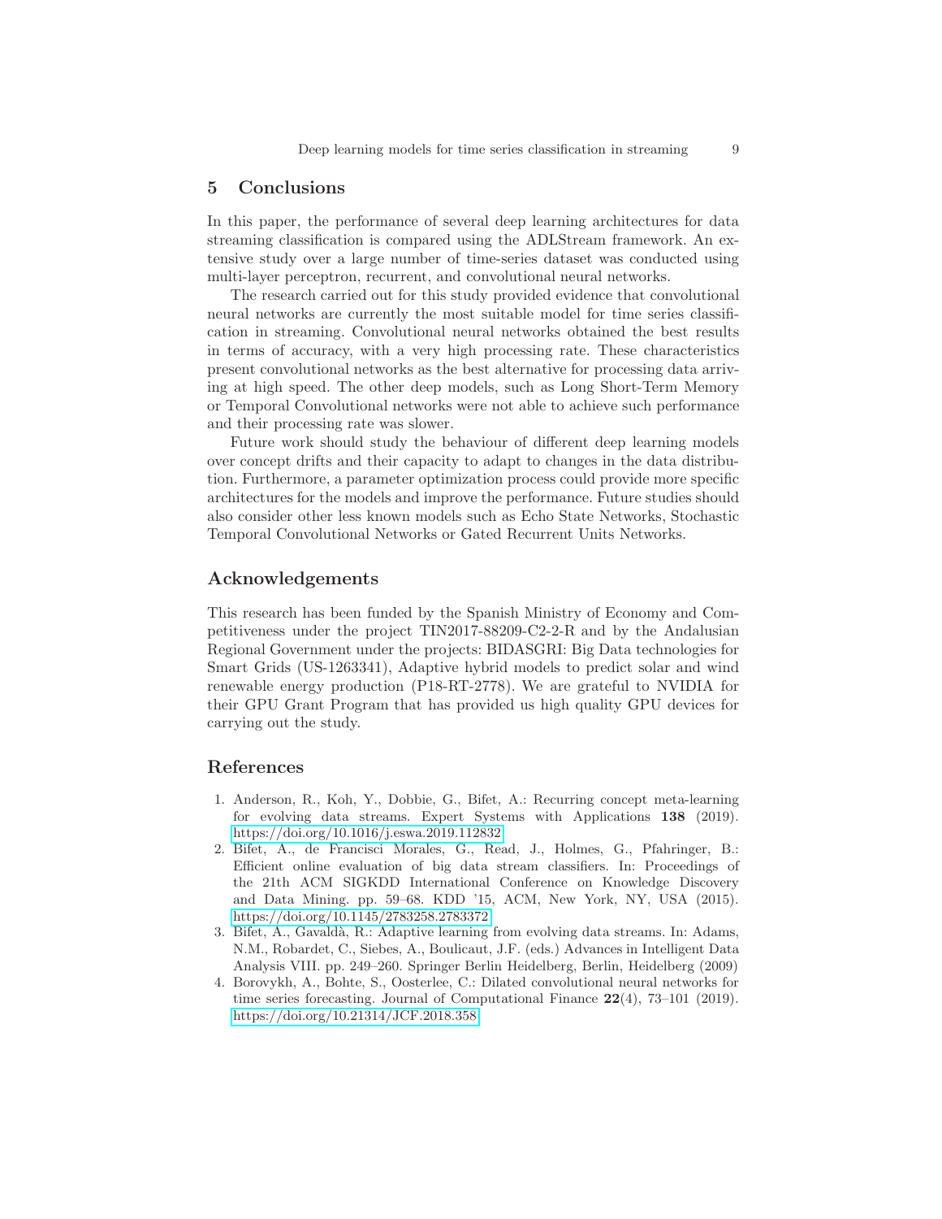## 5 Conclusions

In this paper, the performance of several deep learning architectures for data streaming classification is compared using the ADLStream framework. An extensive study over a large number of time-series dataset was conducted using multi-layer perceptron, recurrent, and convolutional neural networks.

The research carried out for this study provided evidence that convolutional neural networks are currently the most suitable model for time series classification in streaming. Convolutional neural networks obtained the best results in terms of accuracy, with a very high processing rate. These characteristics present convolutional networks as the best alternative for processing data arriving at high speed. The other deep models, such as Long Short-Term Memory or Temporal Convolutional networks were not able to achieve such performance and their processing rate was slower.

Future work should study the behaviour of different deep learning models over concept drifts and their capacity to adapt to changes in the data distribution. Furthermore, a parameter optimization process could provide more specific architectures for the models and improve the performance. Future studies should also consider other less known models such as Echo State Networks, Stochastic Temporal Convolutional Networks or Gated Recurrent Units Networks.

## Acknowledgements

This research has been funded by the Spanish Ministry of Economy and Competitiveness under the project TIN2017-88209-C2-2-R and by the Andalusian Regional Government under the projects: BIDASGRI: Big Data technologies for Smart Grids (US-1263341), Adaptive hybrid models to predict solar and wind renewable energy production (P18-RT-2778). We are grateful to NVIDIA for their GPU Grant Program that has provided us high quality GPU devices for carrying out the study.

## References

1. Anderson, R., Koh, Y., Dobbie, G., Bifet, A.: Recurring concept meta-learning for evolving data streams. Expert Systems with Applications **138** (2019). https://doi.org/10.1016/j.eswa.2019.112832
2. Bifet, A., de Francisci Morales, G., Read, J., Holmes, G., Pfahringer, B.: Efficient online evaluation of big data stream classifiers. In: Proceedings of the 21th ACM SIGKDD International Conference on Knowledge Discovery and Data Mining. pp. 59–68. KDD '15, ACM, New York, NY, USA (2015). https://doi.org/10.1145/2783258.2783372
3. Bifet, A., Gavaldà, R.: Adaptive learning from evolving data streams. In: Adams, N.M., Robardet, C., Siebes, A., Boulicaut, J.F. (eds.) Advances in Intelligent Data Analysis VIII. pp. 249–260. Springer Berlin Heidelberg, Berlin, Heidelberg (2009)
4. Borovykh, A., Bohte, S., Oosterlee, C.: Dilated convolutional neural networks for time series forecasting. Journal of Computational Finance **22**(4), 73–101 (2019). https://doi.org/10.21314/JCF.2018.358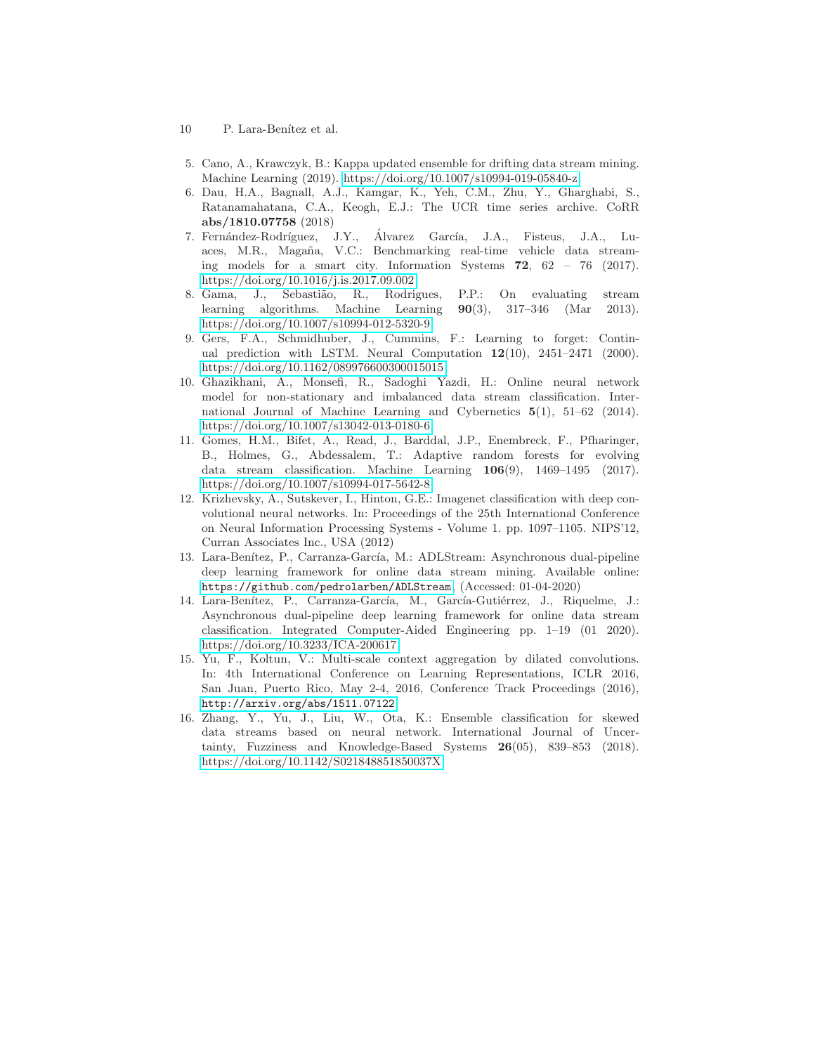5. Cano, A., Krawczyk, B.: Kappa updated ensemble for drifting data stream mining. Machine Learning (2019). https://doi.org/10.1007/s10994-019-05840-z
6. Dau, H.A., Bagnall, A.J., Kamgar, K., Yeh, C.M., Zhu, Y., Gharghabi, S., Ratanamahatana, C.A., Keogh, E.J.: The UCR time series archive. CoRR **abs/1810.07758** (2018)
7. Fernández-Rodríguez, J.Y., Álvarez García, J.A., Fisteus, J.A., Luaces, M.R., Magaña, V.C.: Benchmarking real-time vehicle data streaming models for a smart city. Information Systems **72**, 62 – 76 (2017). https://doi.org/10.1016/j.is.2017.09.002
8. Gama, J., Sebastião, R., Rodrigues, P.P.: On evaluating stream learning algorithms. Machine Learning **90**(3), 317–346 (Mar 2013). https://doi.org/10.1007/s10994-012-5320-9
9. Gers, F.A., Schmidhuber, J., Cummins, F.: Learning to forget: Continual prediction with LSTM. Neural Computation **12**(10), 2451–2471 (2000). https://doi.org/10.1162/089976600300015015
10. Ghazikhani, A., Monsefi, R., Sadoghi Yazdi, H.: Online neural network model for non-stationary and imbalanced data stream classification. International Journal of Machine Learning and Cybernetics **5**(1), 51–62 (2014). https://doi.org/10.1007/s13042-013-0180-6
11. Gomes, H.M., Bifet, A., Read, J., Barddal, J.P., Enembreck, F., Pfharinger, B., Holmes, G., Abdessalem, T.: Adaptive random forests for evolving data stream classification. Machine Learning **106**(9), 1469–1495 (2017). https://doi.org/10.1007/s10994-017-5642-8
12. Krizhevsky, A., Sutskever, I., Hinton, G.E.: Imagenet classification with deep convolutional neural networks. In: Proceedings of the 25th International Conference on Neural Information Processing Systems - Volume 1. pp. 1097–1105. NIPS'12, Curran Associates Inc., USA (2012)
13. Lara-Benítez, P., Carranza-García, M.: ADLStream: Asynchronous dual-pipeline deep learning framework for online data stream mining. Available online: `https://github.com/pedrolarben/ADLStream`, (Accessed: 01-04-2020)
14. Lara-Benítez, P., Carranza-García, M., García-Gutiérrez, J., Riquelme, J.: Asynchronous dual-pipeline deep learning framework for online data stream classification. Integrated Computer-Aided Engineering pp. 1–19 (01 2020). https://doi.org/10.3233/ICA-200617
15. Yu, F., Koltun, V.: Multi-scale context aggregation by dilated convolutions. In: 4th International Conference on Learning Representations, ICLR 2016, San Juan, Puerto Rico, May 2-4, 2016, Conference Track Proceedings (2016), `http://arxiv.org/abs/1511.07122`
16. Zhang, Y., Yu, J., Liu, W., Ota, K.: Ensemble classification for skewed data streams based on neural network. International Journal of Uncertainty, Fuzziness and Knowledge-Based Systems **26**(05), 839–853 (2018). https://doi.org/10.1142/S021848851850037X